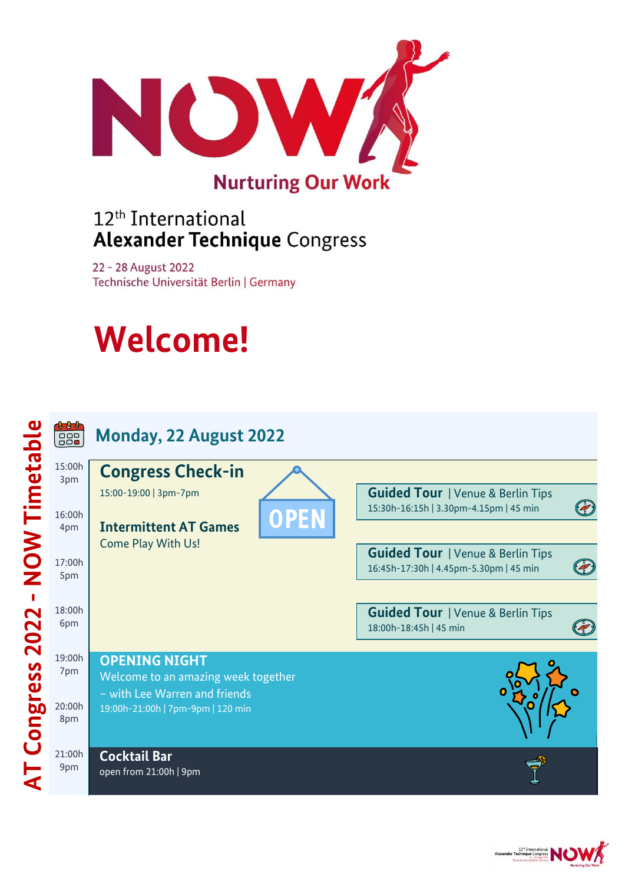# NOW

Nurturing Our Work

12th International
**Alexander Technique** Congress

22 - 28 August 2022
Technische Universität Berlin | Germany

# Welcome!

AT Congress 2022 - NOW Timetable

## Monday, 22 August 2022

| Time | Programme | |
|---|---|---|
| 15:00h 3pm | **Congress Check-in** 15:00-19:00 \| 3pm-7pm OPEN | |
| | | **Guided Tour** \| Venue & Berlin Tips 15:30h-16:15h \| 3.30pm-4.15pm \| 45 min |
| 16:00h 4pm | **Intermittent AT Games** Come Play With Us! | |
| | | **Guided Tour** \| Venue & Berlin Tips 16:45h-17:30h \| 4.45pm-5.30pm \| 45 min |
| 17:00h 5pm | | |
| 18:00h 6pm | | **Guided Tour** \| Venue & Berlin Tips 18:00h-18:45h \| 45 min |
| 19:00h 7pm | **OPENING NIGHT** Welcome to an amazing week together – with Lee Warren and friends 19:00h-21:00h \| 7pm-9pm \| 120 min | |
| 20:00h 8pm | | |
| 21:00h 9pm | **Cocktail Bar** open from 21:00h \| 9pm | |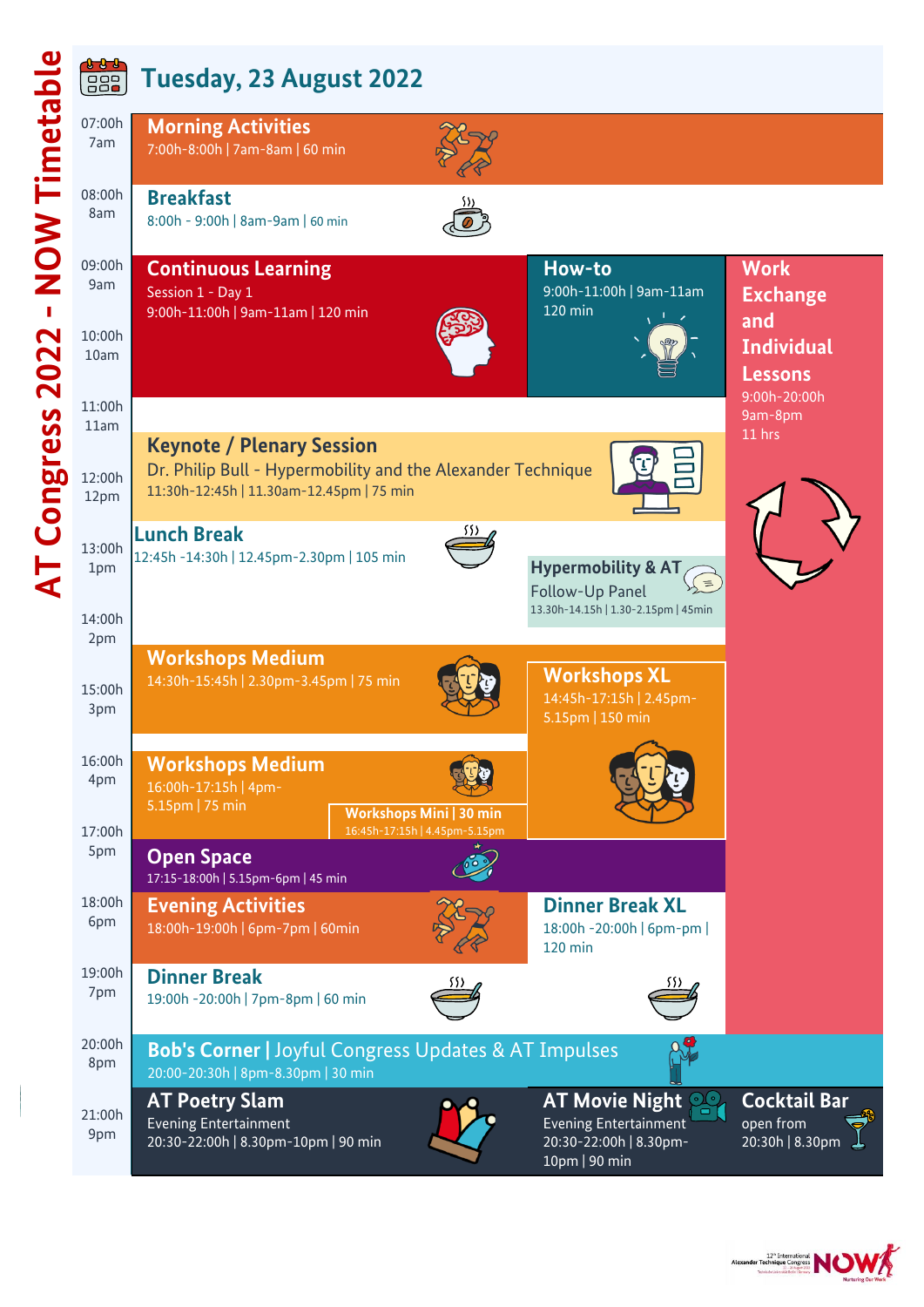# AT Congress 2022 - NOW Timetable

## Tuesday, 23 August 2022

**Morning Activities**
7:00h-8:00h | 7am-8am | 60 min

**Breakfast**
8:00h - 9:00h | 8am-9am | 60 min

**Continuous Learning**
Session 1 - Day 1
9:00h-11:00h | 9am-11am | 120 min

**How-to**
9:00h-11:00h | 9am-11am
120 min

**Work Exchange and Individual Lessons**
9:00h-20:00h
9am-8pm
11 hrs

**Keynote / Plenary Session**
Dr. Philip Bull - Hypermobility and the Alexander Technique
11:30h-12:45h | 11.30am-12.45pm | 75 min

**Lunch Break**
12:45h -14:30h | 12.45pm-2.30pm | 105 min

**Hypermobility & AT**
Follow-Up Panel
13.30h-14.15h | 1.30-2.15pm | 45min

**Workshops Medium**
14:30h-15:45h | 2.30pm-3.45pm | 75 min

**Workshops XL**
14:45h-17:15h | 2.45pm-5.15pm | 150 min

**Workshops Medium**
16:00h-17:15h | 4pm-5.15pm | 75 min

**Workshops Mini | 30 min**
16:45h-17:15h | 4.45pm-5.15pm

**Open Space**
17:15-18:00h | 5.15pm-6pm | 45 min

**Evening Activities**
18:00h-19:00h | 6pm-7pm | 60min

**Dinner Break XL**
18:00h -20:00h | 6pm-pm | 120 min

**Dinner Break**
19:00h -20:00h | 7pm-8pm | 60 min

**Bob's Corner** | Joyful Congress Updates & AT Impulses
20:00-20:30h | 8pm-8.30pm | 30 min

**AT Poetry Slam**
Evening Entertainment
20:30-22:00h | 8.30pm-10pm | 90 min

**AT Movie Night**
Evening Entertainment
20:30-22:00h | 8.30pm-10pm | 90 min

**Cocktail Bar**
open from
20:30h | 8.30pm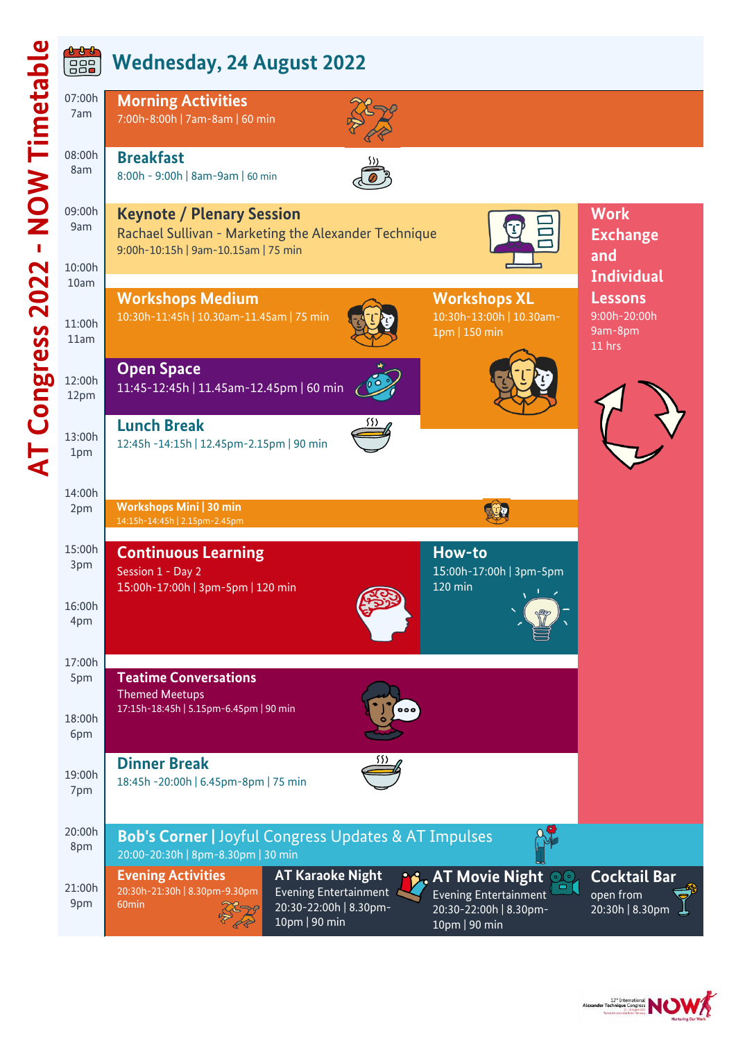# AT Congress 2022 - NOW Timetable

## Wednesday, 24 August 2022

| Time | Activity |
|---|---|
| 07:00h / 7am | **Morning Activities** – 7:00h-8:00h \| 7am-8am \| 60 min |
| 08:00h / 8am | **Breakfast** – 8:00h - 9:00h \| 8am-9am \| 60 min |
| 09:00h / 9am | **Keynote / Plenary Session** – Rachael Sullivan - Marketing the Alexander Technique – 9:00h-10:15h \| 9am-10.15am \| 75 min |
| 10:00h / 10am | **Workshops Medium** – 10:30h-11:45h \| 10.30am-11.45am \| 75 min |
| | **Workshops XL** – 10:30h-13:00h \| 10.30am-1pm \| 150 min |
| 12:00h / 12pm | **Open Space** – 11:45-12:45h \| 11.45am-12.45pm \| 60 min |
| 13:00h / 1pm | **Lunch Break** – 12:45h -14:15h \| 12.45pm-2.15pm \| 90 min |
| 14:00h / 2pm | **Workshops Mini \| 30 min** – 14:15h-14:45h \| 2.15pm-2.45pm |
| 15:00h / 3pm | **Continuous Learning** – Session 1 - Day 2 – 15:00h-17:00h \| 3pm-5pm \| 120 min |
| | **How-to** – 15:00h-17:00h \| 3pm-5pm – 120 min |
| 17:00h / 5pm | **Teatime Conversations** – Themed Meetups – 17:15h-18:45h \| 5.15pm-6.45pm \| 90 min |
| 19:00h / 7pm | **Dinner Break** – 18:45h -20:00h \| 6.45pm-8pm \| 75 min |
| 20:00h / 8pm | **Bob's Corner \|** Joyful Congress Updates & AT Impulses – 20:00-20:30h \| 8pm-8.30pm \| 30 min |
| 21:00h / 9pm | **Evening Activities** – 20:30h-21:30h \| 8.30pm-9.30pm – 60min |
| | **AT Karaoke Night** – Evening Entertainment – 20:30-22:00h \| 8.30pm-10pm \| 90 min |
| | **AT Movie Night** – Evening Entertainment – 20:30-22:00h \| 8.30pm-10pm \| 90 min |
| | **Cocktail Bar** – open from 20:30h \| 8.30pm |

**Work Exchange and Individual Lessons** – 9:00h-20:00h – 9am-8pm – 11 hrs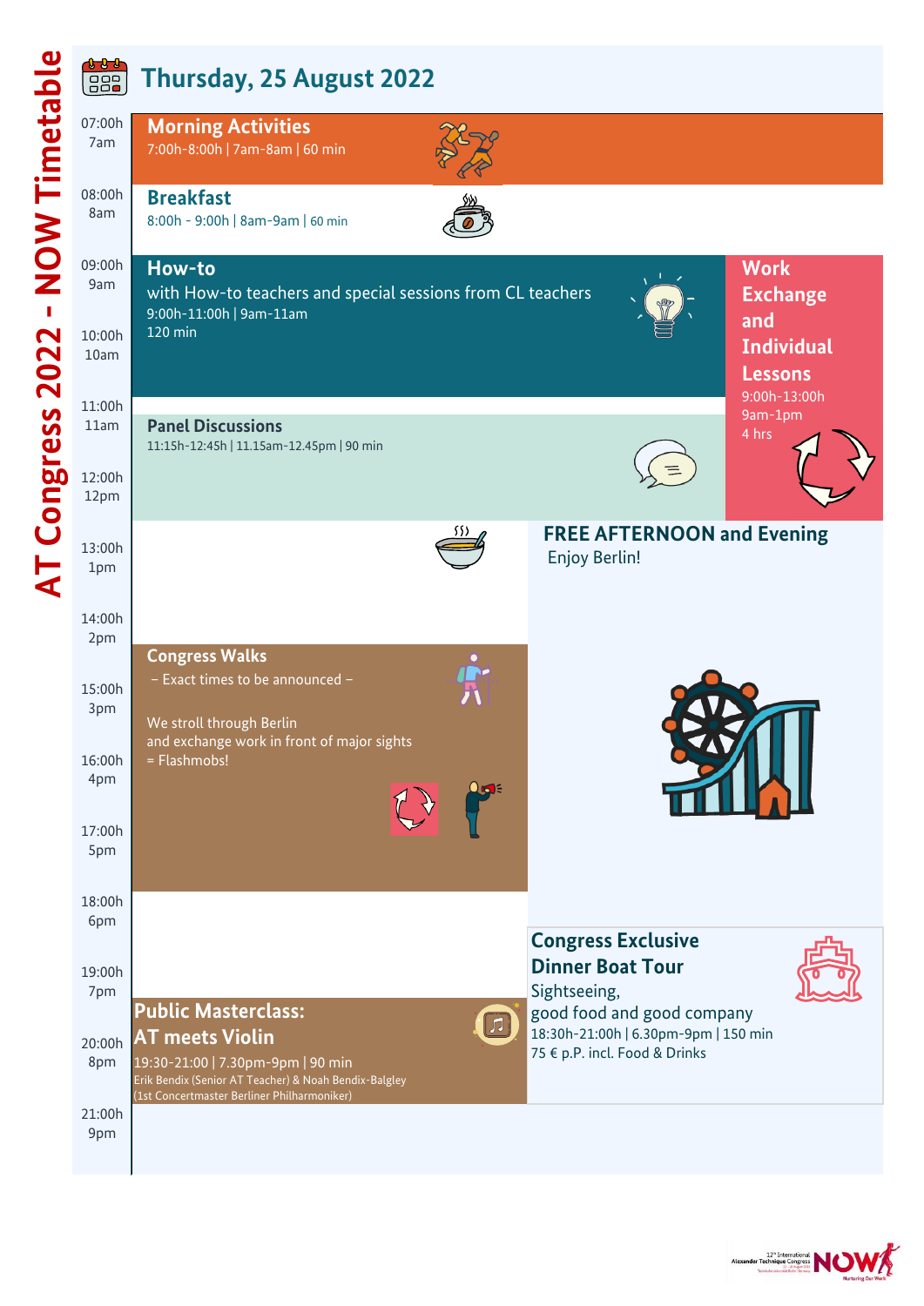# AT Congress 2022 - NOW Timetable

## Thursday, 25 August 2022

### Morning Activities
7:00h-8:00h | 7am-8am | 60 min

### Breakfast
8:00h - 9:00h | 8am-9am | 60 min

### How-to
with How-to teachers and special sessions from CL teachers
9:00h-11:00h | 9am-11am
120 min

### Work Exchange and Individual Lessons
9:00h-13:00h
9am-1pm
4 hrs

### Panel Discussions
11:15h-12:45h | 11.15am-12.45pm | 90 min

### FREE AFTERNOON and Evening
Enjoy Berlin!

### Congress Walks
– Exact times to be announced –

We stroll through Berlin
and exchange work in front of major sights
= Flashmobs!

### Congress Exclusive Dinner Boat Tour
Sightseeing,
good food and good company
18:30h-21:00h | 6.30pm-9pm | 150 min
75 € p.P. incl. Food & Drinks

### Public Masterclass: AT meets Violin
19:30-21:00 | 7.30pm-9pm | 90 min
Erik Bendix (Senior AT Teacher) & Noah Bendix-Balgley
(1st Concertmaster Berliner Philharmoniker)

| Time | |
|---|---|
| 07:00h | 7am |
| 08:00h | 8am |
| 09:00h | 9am |
| 10:00h | 10am |
| 11:00h | 11am |
| 12:00h | 12pm |
| 13:00h | 1pm |
| 14:00h | 2pm |
| 15:00h | 3pm |
| 16:00h | 4pm |
| 17:00h | 5pm |
| 18:00h | 6pm |
| 19:00h | 7pm |
| 20:00h | 8pm |
| 21:00h | 9pm |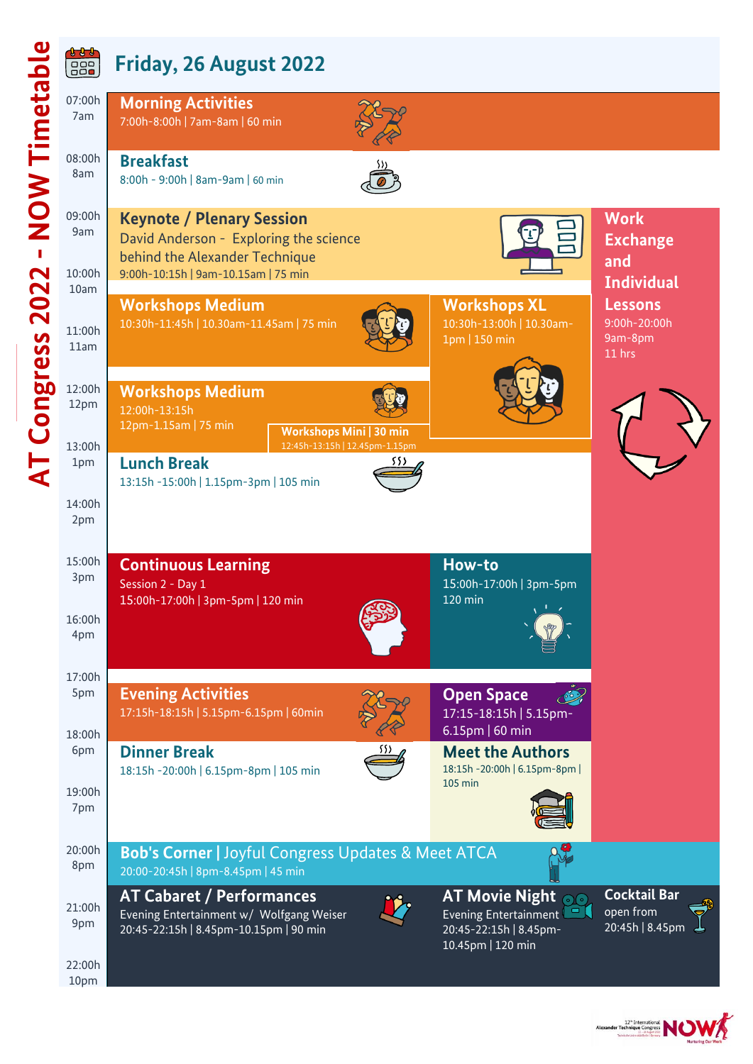# AT Congress 2022 - NOW Timetable

## Friday, 26 August 2022

**Morning Activities**
7:00h-8:00h | 7am-8am | 60 min

**Breakfast**
8:00h - 9:00h | 8am-9am | 60 min

**Keynote / Plenary Session**
David Anderson - Exploring the science behind the Alexander Technique
9:00h-10:15h | 9am-10.15am | 75 min

**Work Exchange and Individual Lessons**
9:00h-20:00h
9am-8pm
11 hrs

**Workshops Medium**
10:30h-11:45h | 10.30am-11.45am | 75 min

**Workshops XL**
10:30h-13:00h | 10.30am-1pm | 150 min

**Workshops Medium**
12:00h-13:15h
12pm-1.15am | 75 min

**Workshops Mini | 30 min**
12:45h-13:15h | 12.45pm-1.15pm

**Lunch Break**
13:15h -15:00h | 1.15pm-3pm | 105 min

**Continuous Learning**
Session 2 - Day 1
15:00h-17:00h | 3pm-5pm | 120 min

**How-to**
15:00h-17:00h | 3pm-5pm
120 min

**Evening Activities**
17:15h-18:15h | 5.15pm-6.15pm | 60min

**Open Space**
17:15-18:15h | 5.15pm-6.15pm | 60 min

**Dinner Break**
18:15h -20:00h | 6.15pm-8pm | 105 min

**Meet the Authors**
18:15h -20:00h | 6.15pm-8pm | 105 min

**Bob's Corner** | Joyful Congress Updates & Meet ATCA
20:00-20:45h | 8pm-8.45pm | 45 min

**AT Cabaret / Performances**
Evening Entertainment w/ Wolfgang Weiser
20:45-22:15h | 8.45pm-10.15pm | 90 min

**AT Movie Night**
Evening Entertainment
20:45-22:15h | 8.45pm-10.45pm | 120 min

**Cocktail Bar**
open from
20:45h | 8.45pm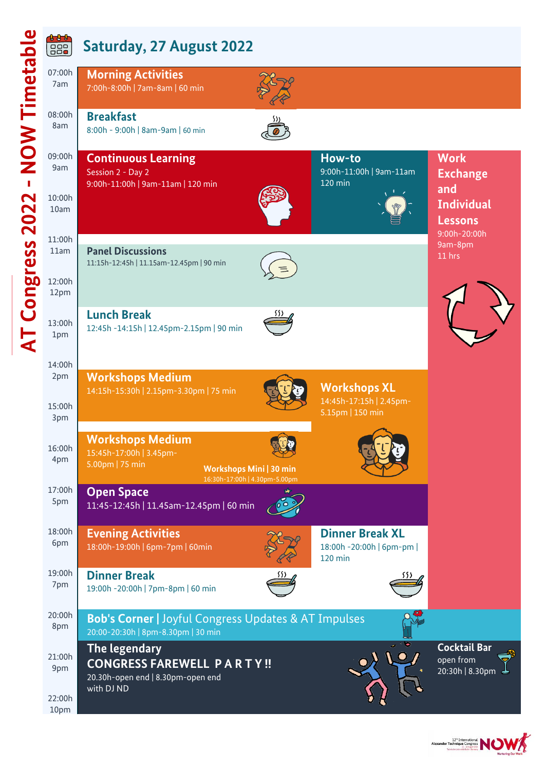# AT Congress 2022 - NOW Timetable

## Saturday, 27 August 2022

| Time | Activity | | |
|---|---|---|---|
| 07:00h 7am | **Morning Activities** 7:00h-8:00h \| 7am-8am \| 60 min | | |
| 08:00h 8am | **Breakfast** 8:00h - 9:00h \| 8am-9am \| 60 min | | |
| 09:00h 9am | **Continuous Learning** Session 2 - Day 2 9:00h-11:00h \| 9am-11am \| 120 min | **How-to** 9:00h-11:00h \| 9am-11am 120 min | **Work Exchange and Individual Lessons** 9:00h-20:00h 9am-8pm 11 hrs |
| 11:00h 11am | **Panel Discussions** 11:15h-12:45h \| 11.15am-12.45pm \| 90 min | | |
| 13:00h 1pm | **Lunch Break** 12:45h -14:15h \| 12.45pm-2.15pm \| 90 min | | |
| 14:00h 2pm | **Workshops Medium** 14:15h-15:30h \| 2.15pm-3.30pm \| 75 min | **Workshops XL** 14:45h-17:15h \| 2.45pm-5.15pm \| 150 min | |
| 16:00h 4pm | **Workshops Medium** 15:45h-17:00h \| 3.45pm-5.00pm \| 75 min; **Workshops Mini \| 30 min** 16:30h-17:00h \| 4.30pm-5.00pm | | |
| 17:00h 5pm | **Open Space** 11:45-12:45h \| 11.45am-12.45pm \| 60 min | | |
| 18:00h 6pm | **Evening Activities** 18:00h-19:00h \| 6pm-7pm \| 60min | **Dinner Break XL** 18:00h -20:00h \| 6pm-pm \| 120 min | |
| 19:00h 7pm | **Dinner Break** 19:00h -20:00h \| 7pm-8pm \| 60 min | | |
| 20:00h 8pm | **Bob's Corner \| Joyful Congress Updates & AT Impulses** 20:00-20:30h \| 8pm-8.30pm \| 30 min | | |
| 21:00h 9pm | **The legendary CONGRESS FAREWELL PARTY!!** 20.30h-open end \| 8.30pm-open end with DJ ND | | **Cocktail Bar** open from 20:30h \| 8.30pm |
| 22:00h 10pm | | | |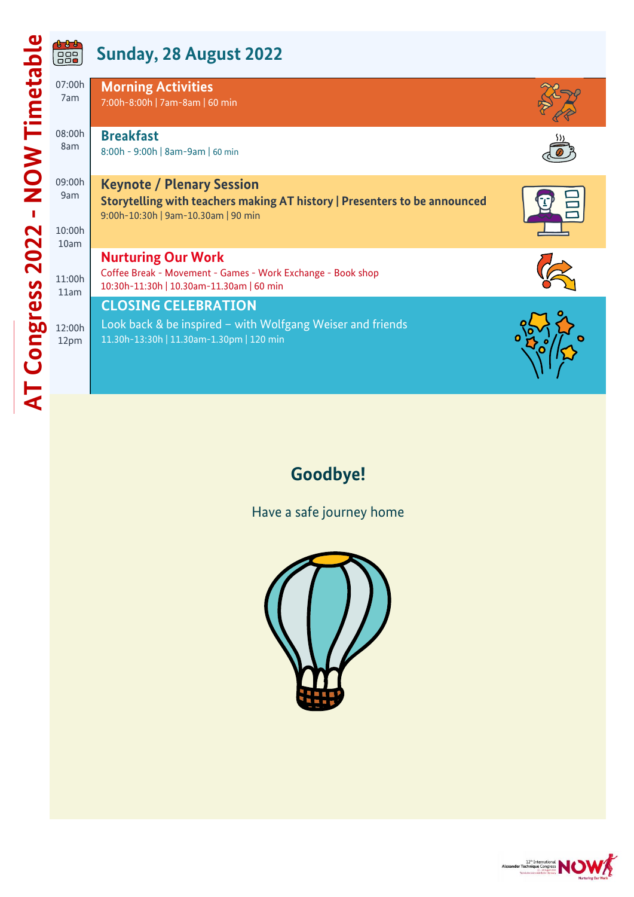# AT Congress 2022 - NOW Timetable

## Sunday, 28 August 2022

07:00h
7am

### Morning Activities
7:00h-8:00h | 7am-8am | 60 min

08:00h
8am

### Breakfast
8:00h - 9:00h | 8am-9am | 60 min

09:00h
9am

### Keynote / Plenary Session
**Storytelling with teachers making AT history | Presenters to be announced**
9:00h-10:30h | 9am-10.30am | 90 min

10:00h
10am

### Nurturing Our Work
Coffee Break - Movement - Games - Work Exchange - Book shop
10:30h-11:30h | 10.30am-11.30am | 60 min

11:00h
11am

### CLOSING CELEBRATION
Look back & be inspired – with Wolfgang Weiser and friends
11.30h-13:30h | 11.30am-1.30pm | 120 min

12:00h
12pm

## Goodbye!

Have a safe journey home